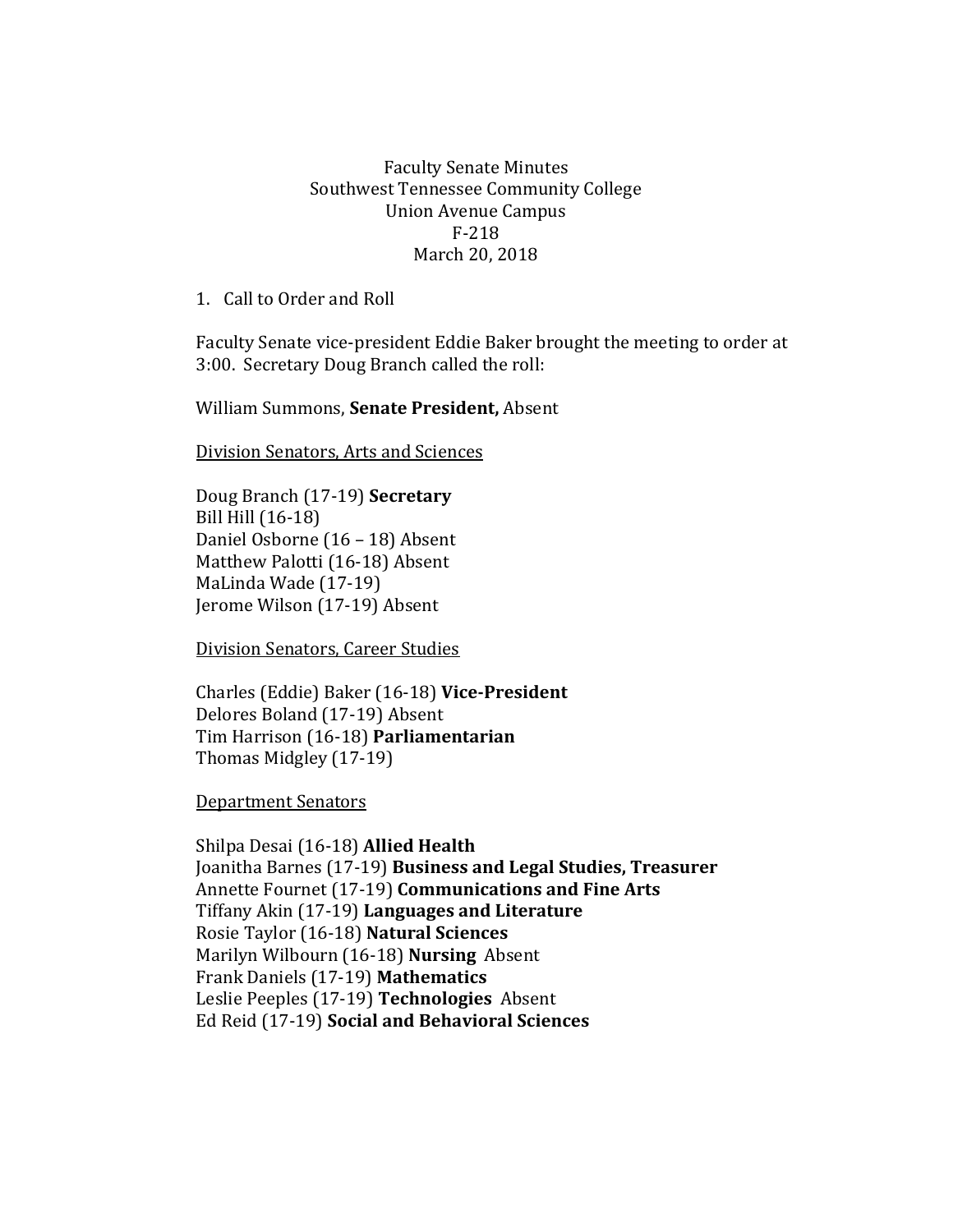Faculty Senate Minutes
Southwest Tennessee Community College
Union Avenue Campus
F-218
March 20, 2018

1. Call to Order and Roll

Faculty Senate vice-president Eddie Baker brought the meeting to order at 3:00. Secretary Doug Branch called the roll:

William Summons, **Senate President,** Absent

<u>Division Senators, Arts and Sciences</u>

Doug Branch (17-19) **Secretary**
Bill Hill (16-18)
Daniel Osborne (16 – 18) Absent
Matthew Palotti (16-18) Absent
MaLinda Wade (17-19)
Jerome Wilson (17-19) Absent

<u>Division Senators, Career Studies</u>

Charles (Eddie) Baker (16-18) **Vice-President**
Delores Boland (17-19) Absent
Tim Harrison (16-18) **Parliamentarian**
Thomas Midgley (17-19)

<u>Department Senators</u>

Shilpa Desai (16-18) **Allied Health**
Joanitha Barnes (17-19) **Business and Legal Studies, Treasurer**
Annette Fournet (17-19) **Communications and Fine Arts**
Tiffany Akin (17-19) **Languages and Literature**
Rosie Taylor (16-18) **Natural Sciences**
Marilyn Wilbourn (16-18) **Nursing** Absent
Frank Daniels (17-19) **Mathematics**
Leslie Peeples (17-19) **Technologies** Absent
Ed Reid (17-19) **Social and Behavioral Sciences**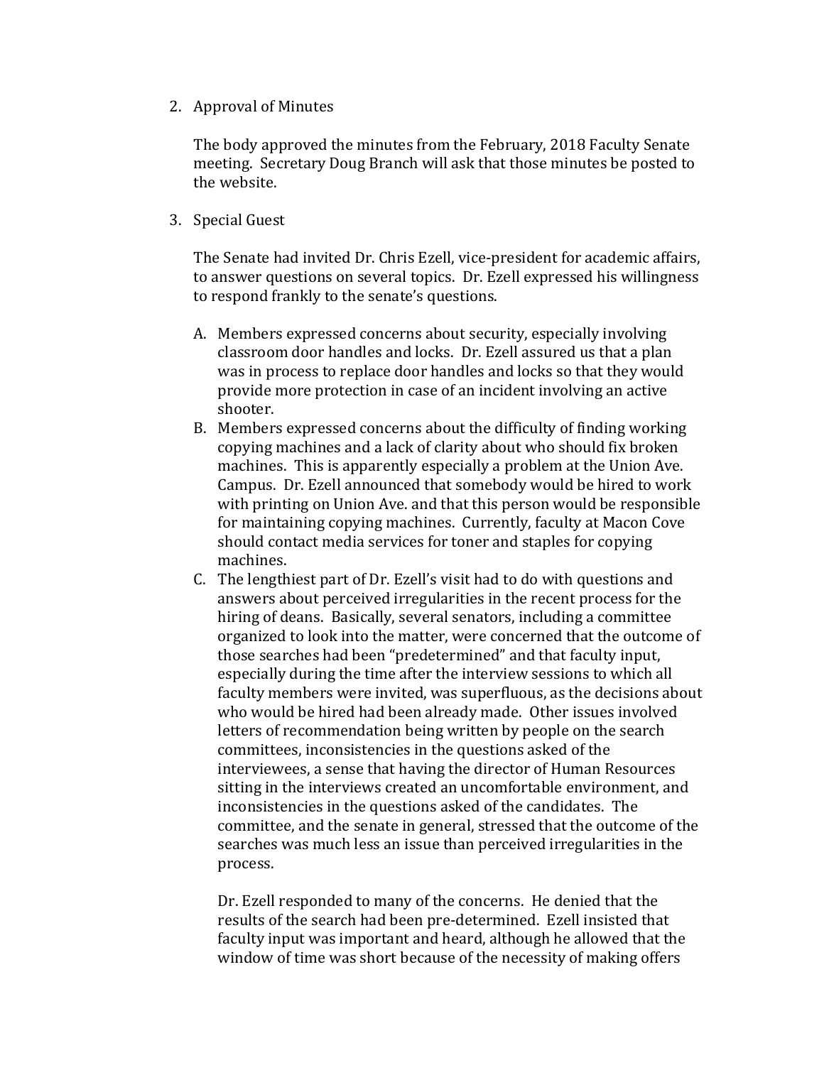2. Approval of Minutes

   The body approved the minutes from the February, 2018 Faculty Senate meeting. Secretary Doug Branch will ask that those minutes be posted to the website.

3. Special Guest

   The Senate had invited Dr. Chris Ezell, vice-president for academic affairs, to answer questions on several topics. Dr. Ezell expressed his willingness to respond frankly to the senate's questions.

   A. Members expressed concerns about security, especially involving classroom door handles and locks. Dr. Ezell assured us that a plan was in process to replace door handles and locks so that they would provide more protection in case of an incident involving an active shooter.
   B. Members expressed concerns about the difficulty of finding working copying machines and a lack of clarity about who should fix broken machines. This is apparently especially a problem at the Union Ave. Campus. Dr. Ezell announced that somebody would be hired to work with printing on Union Ave. and that this person would be responsible for maintaining copying machines. Currently, faculty at Macon Cove should contact media services for toner and staples for copying machines.
   C. The lengthiest part of Dr. Ezell's visit had to do with questions and answers about perceived irregularities in the recent process for the hiring of deans. Basically, several senators, including a committee organized to look into the matter, were concerned that the outcome of those searches had been "predetermined" and that faculty input, especially during the time after the interview sessions to which all faculty members were invited, was superfluous, as the decisions about who would be hired had been already made. Other issues involved letters of recommendation being written by people on the search committees, inconsistencies in the questions asked of the interviewees, a sense that having the director of Human Resources sitting in the interviews created an uncomfortable environment, and inconsistencies in the questions asked of the candidates. The committee, and the senate in general, stressed that the outcome of the searches was much less an issue than perceived irregularities in the process.

      Dr. Ezell responded to many of the concerns. He denied that the results of the search had been pre-determined. Ezell insisted that faculty input was important and heard, although he allowed that the window of time was short because of the necessity of making offers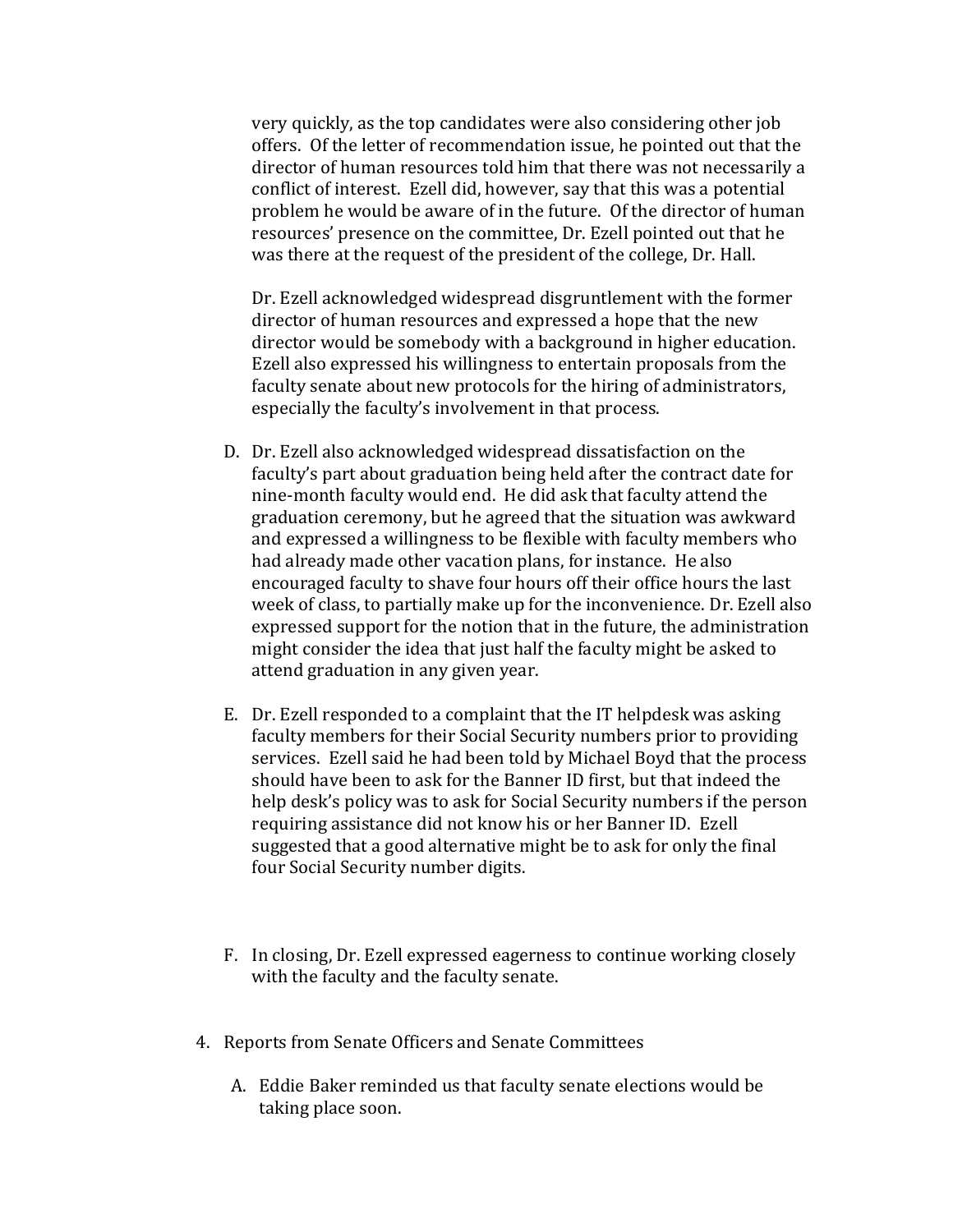very quickly, as the top candidates were also considering other job offers. Of the letter of recommendation issue, he pointed out that the director of human resources told him that there was not necessarily a conflict of interest. Ezell did, however, say that this was a potential problem he would be aware of in the future. Of the director of human resources' presence on the committee, Dr. Ezell pointed out that he was there at the request of the president of the college, Dr. Hall.

Dr. Ezell acknowledged widespread disgruntlement with the former director of human resources and expressed a hope that the new director would be somebody with a background in higher education. Ezell also expressed his willingness to entertain proposals from the faculty senate about new protocols for the hiring of administrators, especially the faculty's involvement in that process.

D. Dr. Ezell also acknowledged widespread dissatisfaction on the faculty's part about graduation being held after the contract date for nine-month faculty would end. He did ask that faculty attend the graduation ceremony, but he agreed that the situation was awkward and expressed a willingness to be flexible with faculty members who had already made other vacation plans, for instance. He also encouraged faculty to shave four hours off their office hours the last week of class, to partially make up for the inconvenience. Dr. Ezell also expressed support for the notion that in the future, the administration might consider the idea that just half the faculty might be asked to attend graduation in any given year.

E. Dr. Ezell responded to a complaint that the IT helpdesk was asking faculty members for their Social Security numbers prior to providing services. Ezell said he had been told by Michael Boyd that the process should have been to ask for the Banner ID first, but that indeed the help desk's policy was to ask for Social Security numbers if the person requiring assistance did not know his or her Banner ID. Ezell suggested that a good alternative might be to ask for only the final four Social Security number digits.

F. In closing, Dr. Ezell expressed eagerness to continue working closely with the faculty and the faculty senate.

4. Reports from Senate Officers and Senate Committees

   A. Eddie Baker reminded us that faculty senate elections would be taking place soon.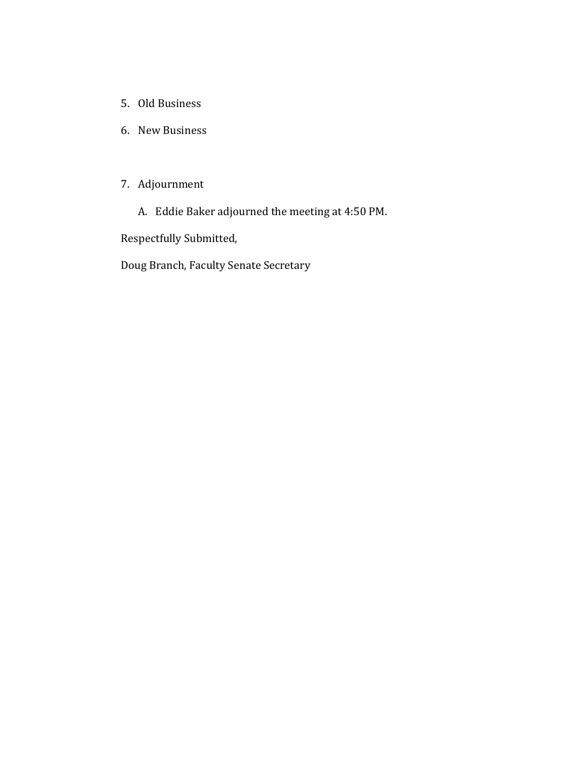5. Old Business

6. New Business

7. Adjournment

   A. Eddie Baker adjourned the meeting at 4:50 PM.

Respectfully Submitted,

Doug Branch, Faculty Senate Secretary